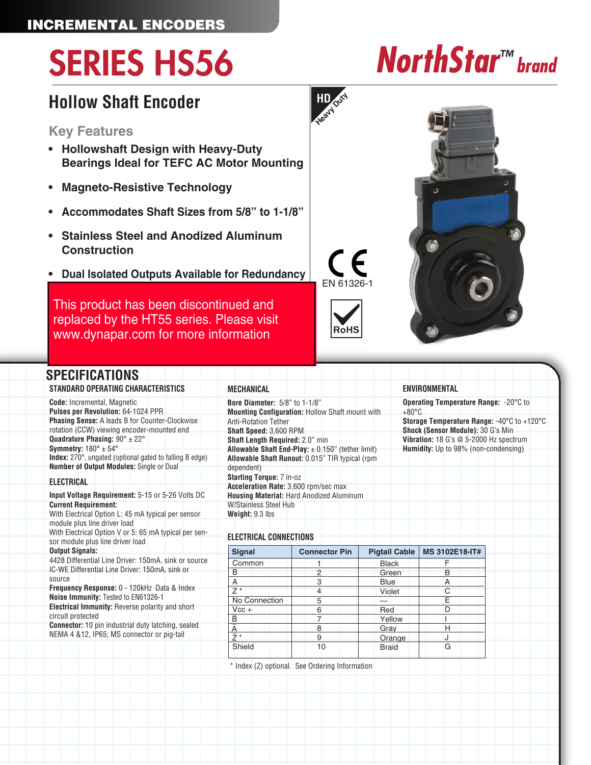INCREMENTAL ENCODERS

# SERIES HS56

NorthStar™ brand

## Hollow Shaft Encoder

### Key Features

- **Hollowshaft Design with Heavy-Duty Bearings Ideal for TEFC AC Motor Mounting**
- **Magneto-Resistive Technology**
- **Accommodates Shaft Sizes from 5/8" to 1-1/8"**
- **Stainless Steel and Anodized Aluminum Construction**
- **Dual Isolated Outputs Available for Redundancy**

This product has been discontinued and replaced by the HT55 series. Please visit www.dynapar.com for more information

HD Heavy Duty

CE EN 61326-1

RoHS

## SPECIFICATIONS

### STANDARD OPERATING CHARACTERISTICS

**Code:** Incremental, Magnetic
**Pulses per Revolution:** 64-1024 PPR
**Phasing Sense:** A leads B for Counter-Clockwise rotation (CCW) viewing encoder-mounted end
**Quadrature Phasing:** 90° ± 22°
**Symmetry:** 180° ± 54°
**Index:** 270°, ungated (optional gated to falling B edge)
**Number of Output Modules:** Single or Dual

### ELECTRICAL

**Input Voltage Requirement:** 5-15 or 5-26 Volts DC
**Current Requirement:**
With Electrical Option L: 45 mA typical per sensor module plus line driver load
With Electrical Option V or 5: 65 mA typical per sensor module plus line driver load
**Output Signals:**
4428 Differential Line Driver: 150mA, sink or source
IC-WE Differential Line Driver: 150mA, sink or source
**Frequency Response:** 0 - 120kHz Data & Index
**Noise Immunity:** Tested to EN61326-1
**Electrical Immunity:** Reverse polarity and short circuit protected
**Connector:** 10 pin industrial duty latching, sealed NEMA 4 &12, IP65; MS connector or pig-tail

### MECHANICAL

**Bore Diameter:** 5/8" to 1-1/8"
**Mounting Configuration:** Hollow Shaft mount with Anti-Rotation Tether
**Shaft Speed:** 3,600 RPM
**Shaft Length Required:** 2.0" min
**Allowable Shaft End-Play:** ± 0.150" (tether limit)
**Allowable Shaft Runout:** 0.015" TIR typical (rpm dependent)
**Starting Torque:** 7 in-oz
**Acceleration Rate:** 3,600 rpm/sec max
**Housing Material:** Hard Anodized Aluminum W/Stainless Steel Hub
**Weight:** 9.3 lbs

### ELECTRICAL CONNECTIONS

| Signal | Connector Pin | Pigtail Cable | MS 3102E18-IT# |
|---|---|---|---|
| Common | 1 | Black | F |
| B | 2 | Green | B |
| A | 3 | Blue | A |
| Z * | 4 | Violet | C |
| No Connection | 5 | — | E |
| Vcc + | 6 | Red | D |
| $\overline{B}$ | 7 | Yellow | I |
| $\overline{A}$ | 8 | Gray | H |
| $\overline{Z}$ * | 9 | Orange | J |
| Shield | 10 | Braid | G |

\* Index (Z) optional. See Ordering Information

### ENVIRONMENTAL

**Operating Temperature Range:** -20°C to +80°C
**Storage Temperature Range:** -40°C to +120°C
**Shock (Sensor Module):** 30 G's Min
**Vibration:** 18 G's @ 5-2000 Hz spectrum
**Humidity:** Up to 98% (non-condensing)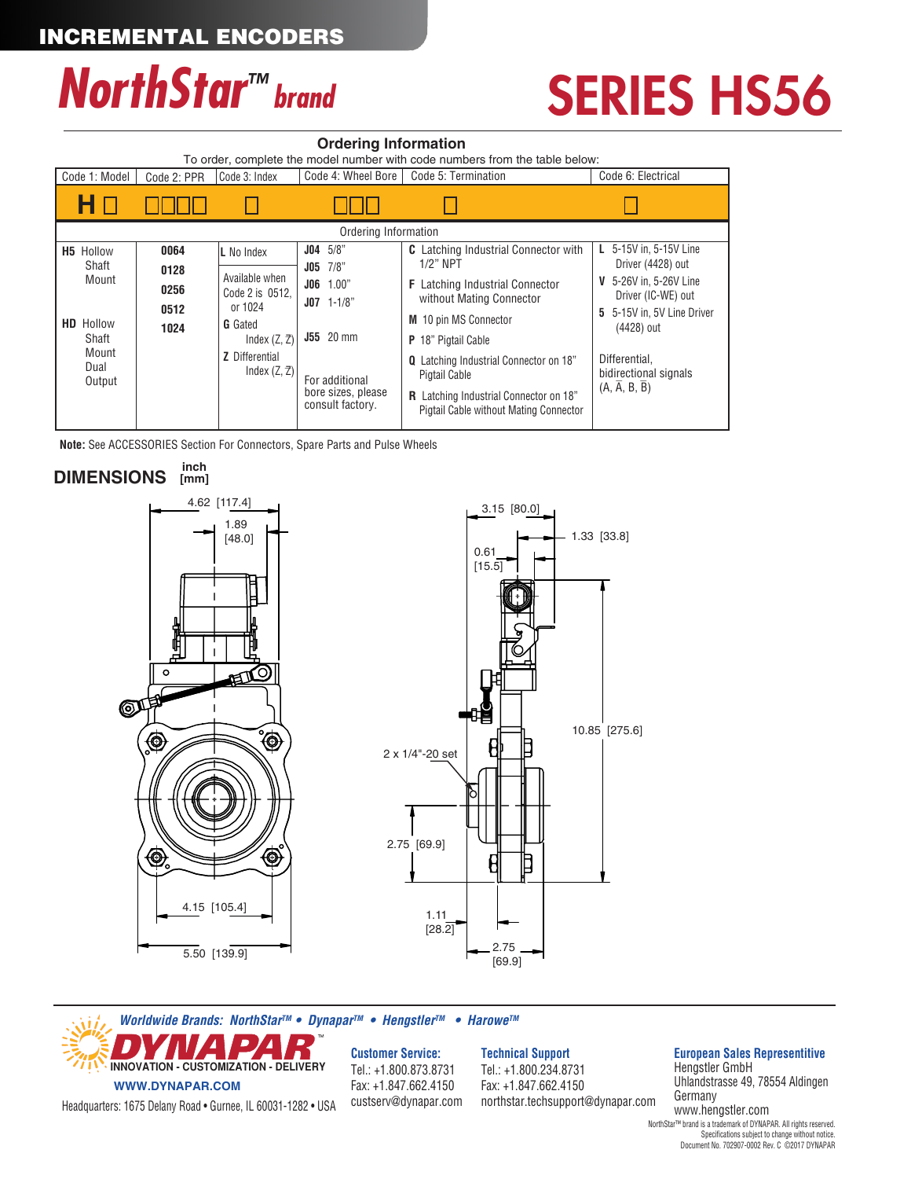INCREMENTAL ENCODERS

# NorthStar™ brand

# SERIES HS56

## Ordering Information

To order, complete the model number with code numbers from the table below:

| Code 1: Model | Code 2: PPR | Code 3: Index | Code 4: Wheel Bore | Code 5: Termination | Code 6: Electrical |
|---|---|---|---|---|---|
| H □ | □□□□ | □ | □□□ | □ | □ |
| **H5** Hollow Shaft Mount<br><br>**HD** Hollow Shaft Mount Dual Output | **0064**<br>**0128**<br>**0256**<br>**0512**<br>**1024** | **L** No Index<br><br>Available when Code 2 is 0512, or 1024<br>**G** Gated Index (Z, Z̄)<br>**Z** Differential Index (Z, Z̄) | **J04** 5/8"<br>**J05** 7/8"<br>**J06** 1.00"<br>**J07** 1-1/8"<br><br>**J55** 20 mm<br><br>For additional bore sizes, please consult factory. | **C** Latching Industrial Connector with 1/2" NPT<br>**F** Latching Industrial Connector without Mating Connector<br>**M** 10 pin MS Connector<br>**P** 18" Pigtail Cable<br>**Q** Latching Industrial Connector on 18" Pigtail Cable<br>**R** Latching Industrial Connector on 18" Pigtail Cable without Mating Connector | **L** 5-15V in, 5-15V Line Driver (4428) out<br>**V** 5-26V in, 5-26V Line Driver (IC-WE) out<br>**5** 5-15V in, 5V Line Driver (4428) out<br><br>Differential, bidirectional signals (A, Ā, B, B̄) |

**Note:** See ACCESSORIES Section For Connectors, Spare Parts and Pulse Wheels

## DIMENSIONS

inch
[mm]

4.62 [117.4]
1.89
[48.0]
4.15 [105.4]
5.50 [139.9]

3.15 [80.0]
1.33 [33.8]
0.61
[15.5]
10.85 [275.6]
2 x 1/4"-20 set
2.75 [69.9]
1.11
[28.2]
2.75
[69.9]

*Worldwide Brands: NorthStar™ • Dynapar™ • Hengstler™ • Harowe™*

DYNAPAR™
INNOVATION - CUSTOMIZATION - DELIVERY
WWW.DYNAPAR.COM
Headquarters: 1675 Delany Road • Gurnee, IL 60031-1282 • USA

**Customer Service:**
Tel.: +1.800.873.8731
Fax: +1.847.662.4150
custserv@dynapar.com

**Technical Support**
Tel.: +1.800.234.8731
Fax: +1.847.662.4150
northstar.techsupport@dynapar.com

**European Sales Representitive**
Hengstler GmbH
Uhlandstrasse 49, 78554 Aldingen
Germany
www.hengstler.com

NorthStar™ brand is a trademark of DYNAPAR. All rights reserved.
Specifications subject to change without notice.
Document No. 702907-0002 Rev. C ©2017 DYNAPAR